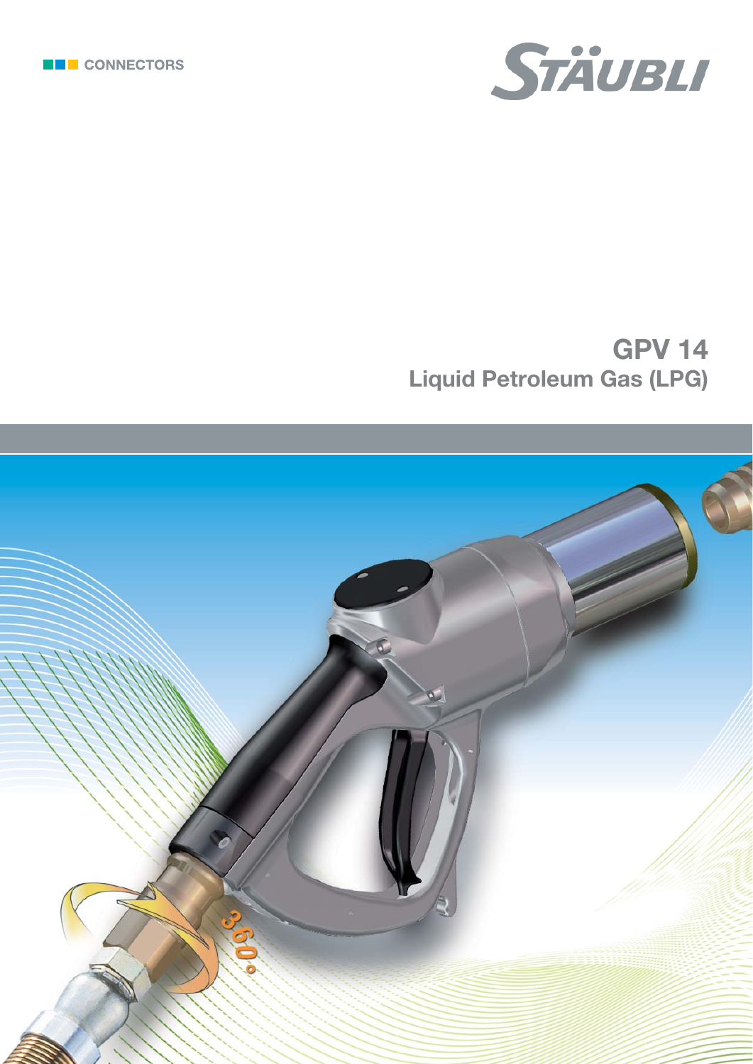CONNECTORS

STÄUBLI

# GPV 14

## Liquid Petroleum Gas (LPG)

360°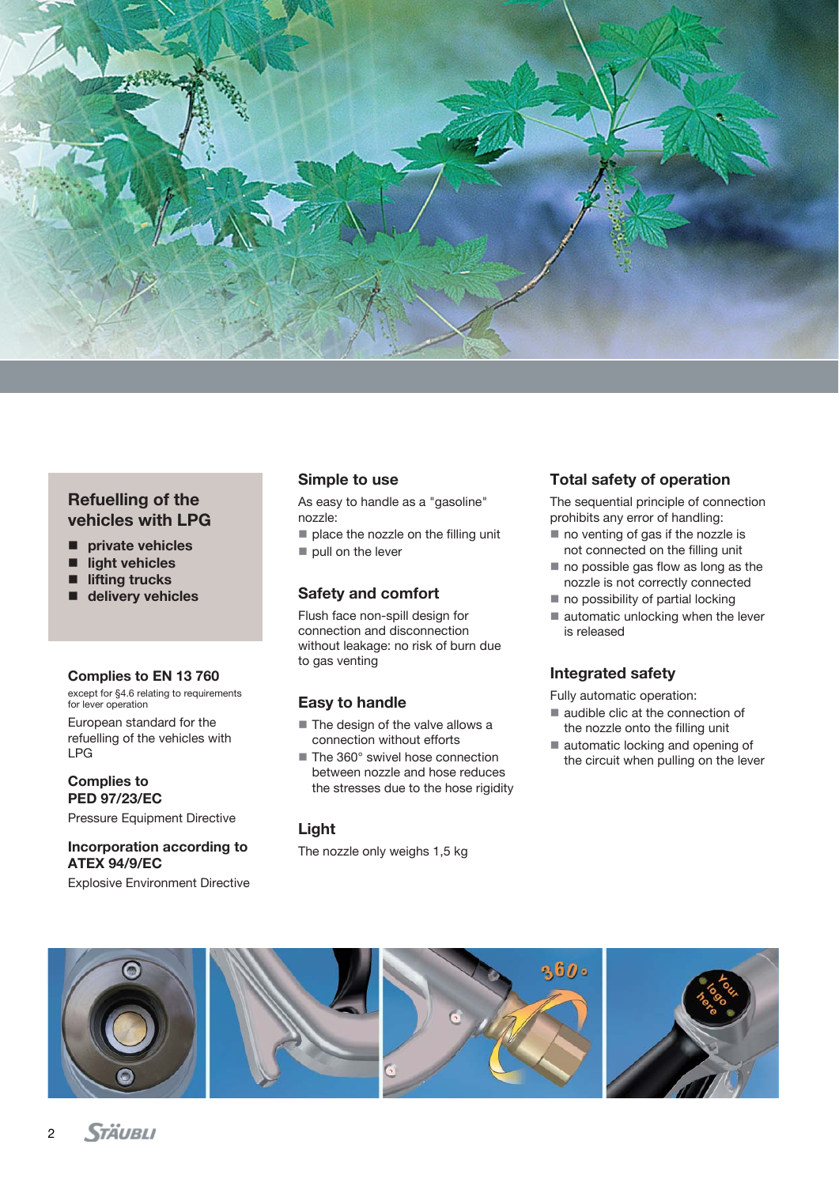## Refuelling of the vehicles with LPG

- **private vehicles**
- **light vehicles**
- **lifting trucks**
- **delivery vehicles**

### Complies to EN 13 760

except for §4.6 relating to requirements for lever operation

European standard for the refuelling of the vehicles with LPG

### Complies to PED 97/23/EC

Pressure Equipment Directive

### Incorporation according to ATEX 94/9/EC

Explosive Environment Directive

## Simple to use

As easy to handle as a "gasoline" nozzle:

- place the nozzle on the filling unit
- pull on the lever

## Safety and comfort

Flush face non-spill design for connection and disconnection without leakage: no risk of burn due to gas venting

## Easy to handle

- The design of the valve allows a connection without efforts
- The 360° swivel hose connection between nozzle and hose reduces the stresses due to the hose rigidity

## Light

The nozzle only weighs 1,5 kg

## Total safety of operation

The sequential principle of connection prohibits any error of handling:

- no venting of gas if the nozzle is not connected on the filling unit
- no possible gas flow as long as the nozzle is not correctly connected
- no possibility of partial locking
- automatic unlocking when the lever is released

## Integrated safety

Fully automatic operation:

- audible clic at the connection of the nozzle onto the filling unit
- automatic locking and opening of the circuit when pulling on the lever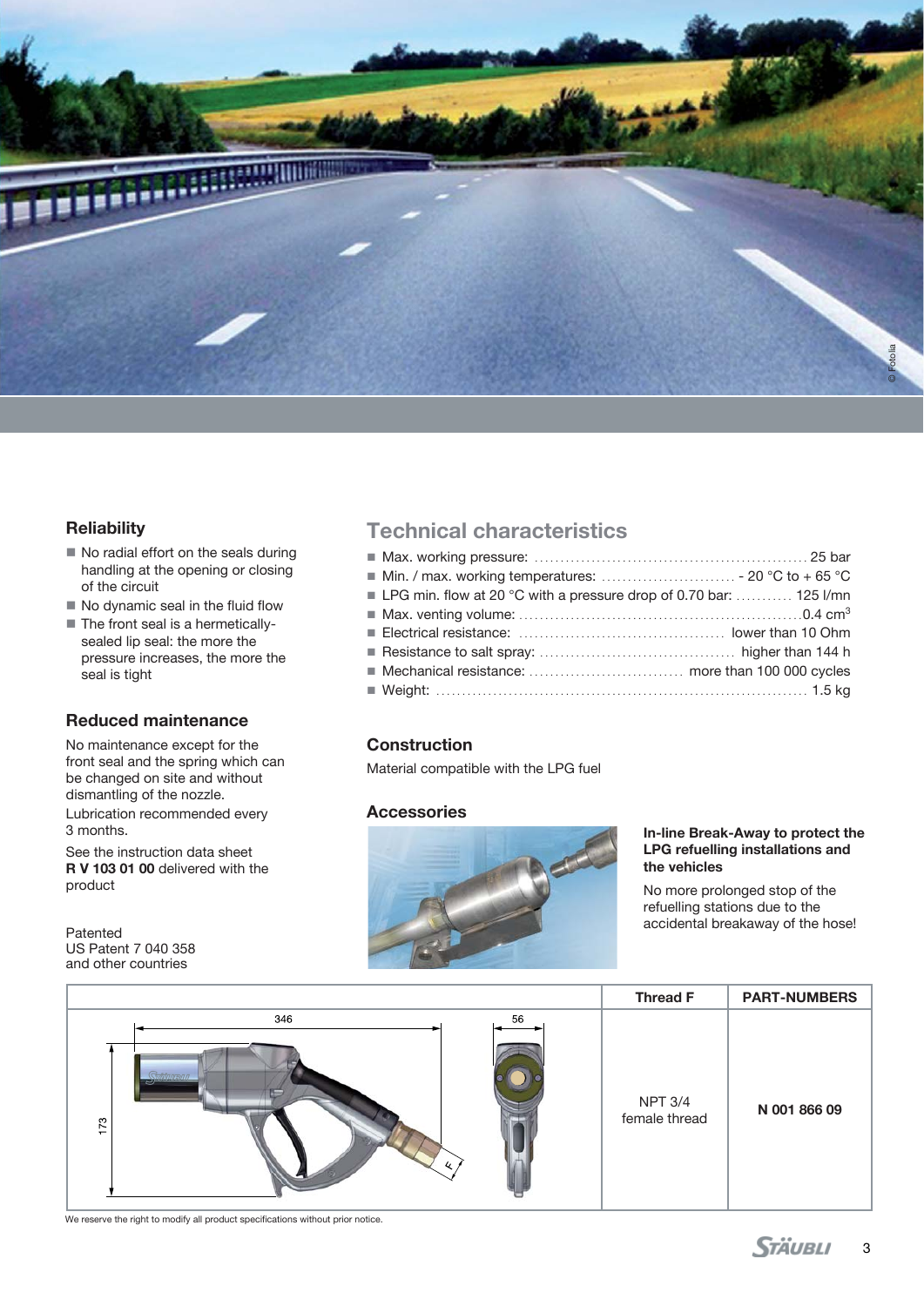## Reliability

- No radial effort on the seals during handling at the opening or closing of the circuit
- No dynamic seal in the fluid flow
- The front seal is a hermetically-sealed lip seal: the more the pressure increases, the more the seal is tight

## Reduced maintenance

No maintenance except for the front seal and the spring which can be changed on site and without dismantling of the nozzle.

Lubrication recommended every 3 months.

See the instruction data sheet **R V 103 01 00** delivered with the product

Patented
US Patent 7 040 358
and other countries

# Technical characteristics

- Max. working pressure: ........ 25 bar
- Min. / max. working temperatures: ........ - 20 °C to + 65 °C
- LPG min. flow at 20 °C with a pressure drop of 0.70 bar: ........ 125 l/mn
- Max. venting volume: ........ 0.4 $cm^3$
- Electrical resistance: ........ lower than 10 Ohm
- Resistance to salt spray: ........ higher than 144 h
- Mechanical resistance: ........ more than 100 000 cycles
- Weight: ........ 1.5 kg

## Construction

Material compatible with the LPG fuel

## Accessories

**In-line Break-Away to protect the LPG refuelling installations and the vehicles**

No more prolonged stop of the refuelling stations due to the accidental breakaway of the hose!

| | Thread F | PART-NUMBERS |
|---|---|---|
| 346 / 56 / 173 / F | NPT 3/4 female thread | **N 001 866 09** |

We reserve the right to modify all product specifications without prior notice.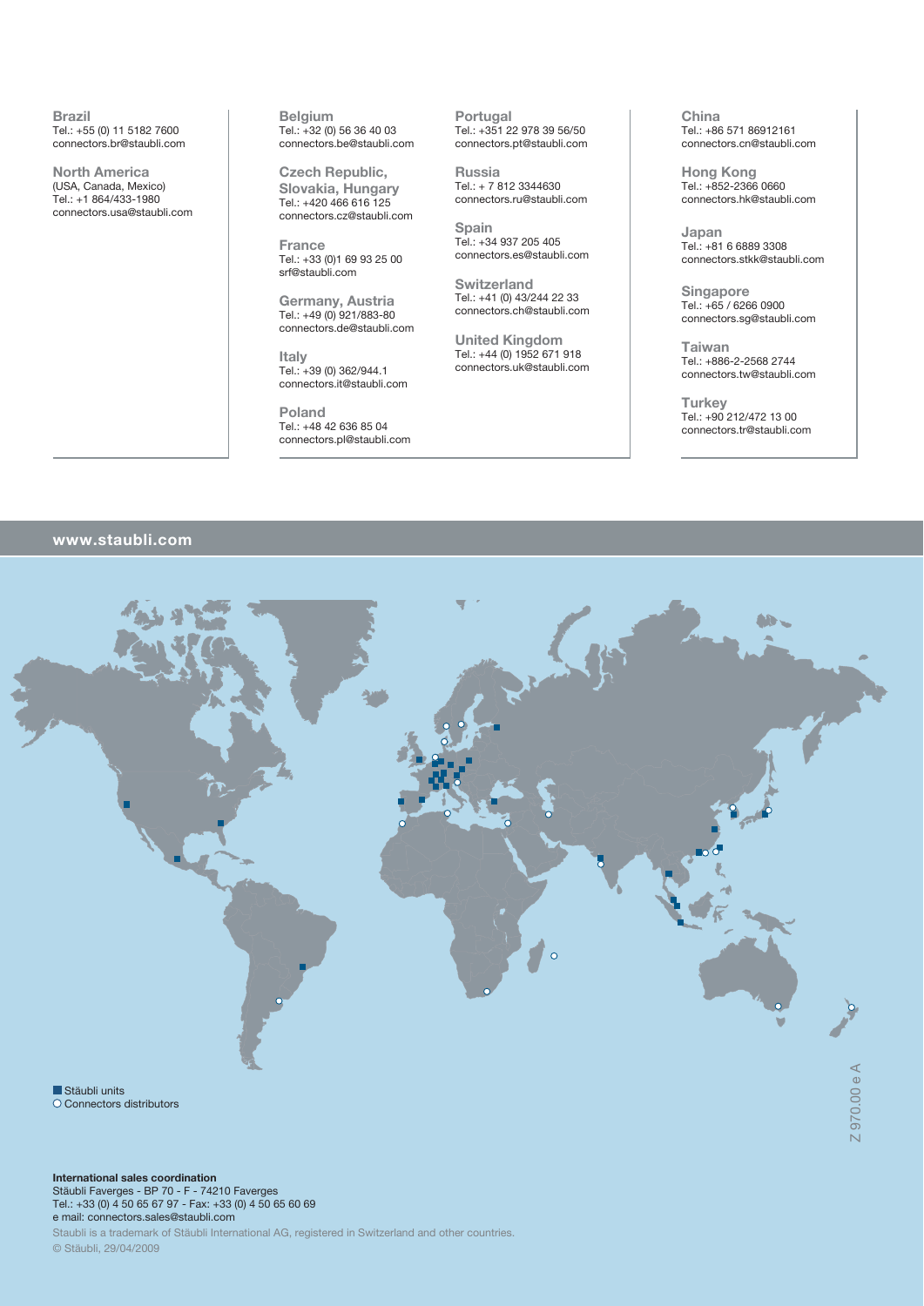**Brazil**
Tel.: +55 (0) 11 5182 7600
connectors.br@staubli.com

**North America**
(USA, Canada, Mexico)
Tel.: +1 864/433-1980
connectors.usa@staubli.com

**Belgium**
Tel.: +32 (0) 56 36 40 03
connectors.be@staubli.com

**Czech Republic, Slovakia, Hungary**
Tel.: +420 466 616 125
connectors.cz@staubli.com

**France**
Tel.: +33 (0)1 69 93 25 00
srf@staubli.com

**Germany, Austria**
Tel.: +49 (0) 921/883-80
connectors.de@staubli.com

**Italy**
Tel.: +39 (0) 362/944.1
connectors.it@staubli.com

**Poland**
Tel.: +48 42 636 85 04
connectors.pl@staubli.com

**Portugal**
Tel.: +351 22 978 39 56/50
connectors.pt@staubli.com

**Russia**
Tel.: + 7 812 3344630
connectors.ru@staubli.com

**Spain**
Tel.: +34 937 205 405
connectors.es@staubli.com

**Switzerland**
Tel.: +41 (0) 43/244 22 33
connectors.ch@staubli.com

**United Kingdom**
Tel.: +44 (0) 1952 671 918
connectors.uk@staubli.com

**China**
Tel.: +86 571 86912161
connectors.cn@staubli.com

**Hong Kong**
Tel.: +852-2366 0660
connectors.hk@staubli.com

**Japan**
Tel.: +81 6 6889 3308
connectors.stkk@staubli.com

**Singapore**
Tel.: +65 / 6266 0900
connectors.sg@staubli.com

**Taiwan**
Tel.: +886-2-2568 2744
connectors.tw@staubli.com

**Turkey**
Tel.: +90 212/472 13 00
connectors.tr@staubli.com

**www.staubli.com**

■ Stäubli units
○ Connectors distributors

Z 970.00 e A

**International sales coordination**
Stäubli Faverges - BP 70 - F - 74210 Faverges
Tel.: +33 (0) 4 50 65 67 97 - Fax: +33 (0) 4 50 65 60 69
e mail: connectors.sales@staubli.com

Staubli is a trademark of Stäubli International AG, registered in Switzerland and other countries.
© Stäubli, 29/04/2009